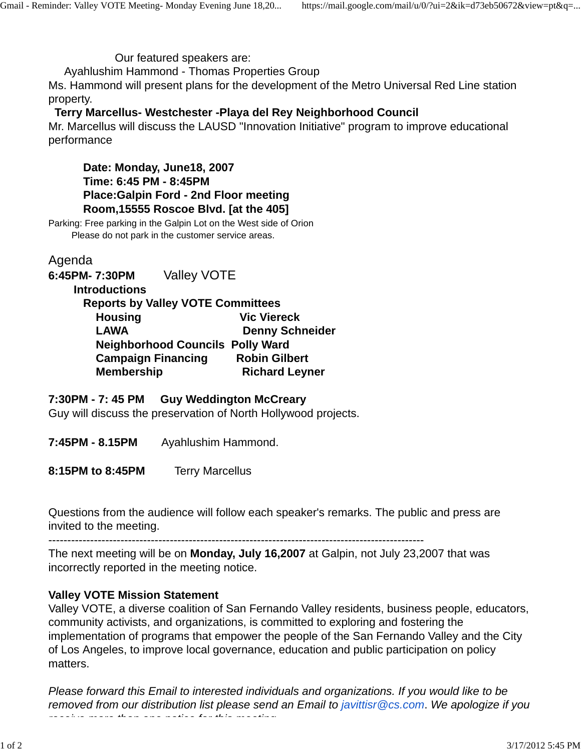Our featured speakers are:

Ayahlushim Hammond - Thomas Properties Group

Ms. Hammond will present plans for the development of the Metro Universal Red Line station property.

**Terry Marcellus- Westchester -Playa del Rey Neighborhood Council**

Mr. Marcellus will discuss the LAUSD "Innovation Initiative" program to improve educational performance

**Date: Monday, June18, 2007**
**Time: 6:45 PM - 8:45PM**
**Place:Galpin Ford - 2nd Floor meeting Room,15555 Roscoe Blvd. [at the 405]**

Parking: Free parking in the Galpin Lot on the West side of Orion
Please do not park in the customer service areas.

Agenda

**6:45PM- 7:30PM** Valley VOTE

**Introductions**

**Reports by Valley VOTE Committees**

| | |
|---|---|
| **Housing** | **Vic Viereck** |
| **LAWA** | **Denny Schneider** |
| **Neighborhood Councils** | **Polly Ward** |
| **Campaign Financing** | **Robin Gilbert** |
| **Membership** | **Richard Leyner** |

**7:30PM - 7: 45 PM Guy Weddington McCreary**

Guy will discuss the preservation of North Hollywood projects.

**7:45PM - 8.15PM** Ayahlushim Hammond.

**8:15PM to 8:45PM** Terry Marcellus

Questions from the audience will follow each speaker's remarks. The public and press are invited to the meeting.

---

The next meeting will be on **Monday, July 16,2007** at Galpin, not July 23,2007 that was incorrectly reported in the meeting notice.

**Valley VOTE Mission Statement**

Valley VOTE, a diverse coalition of San Fernando Valley residents, business people, educators, community activists, and organizations, is committed to exploring and fostering the implementation of programs that empower the people of the San Fernando Valley and the City of Los Angeles, to improve local governance, education and public participation on policy matters.

*Please forward this Email to interested individuals and organizations. If you would like to be removed from our distribution list please send an Email to javittisr@cs.com. We apologize if you receive more than one notice for this meeting.*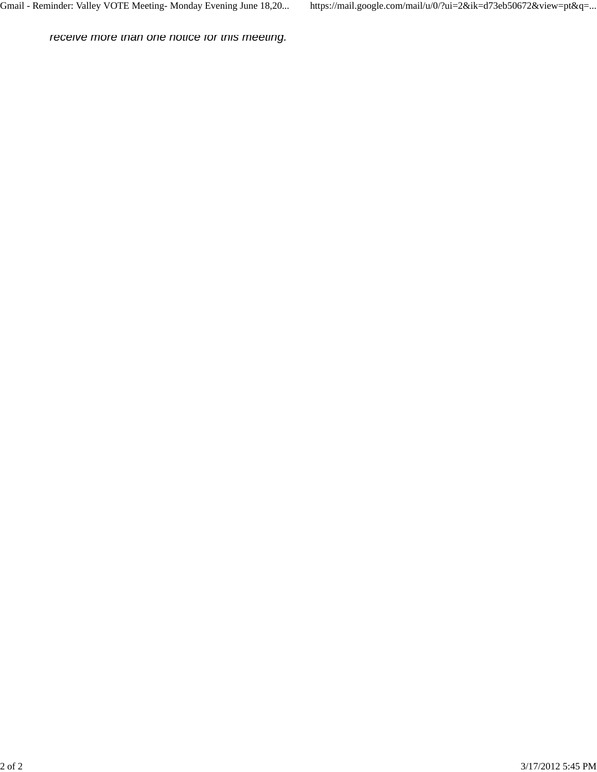*receive more than one notice for this meeting.*